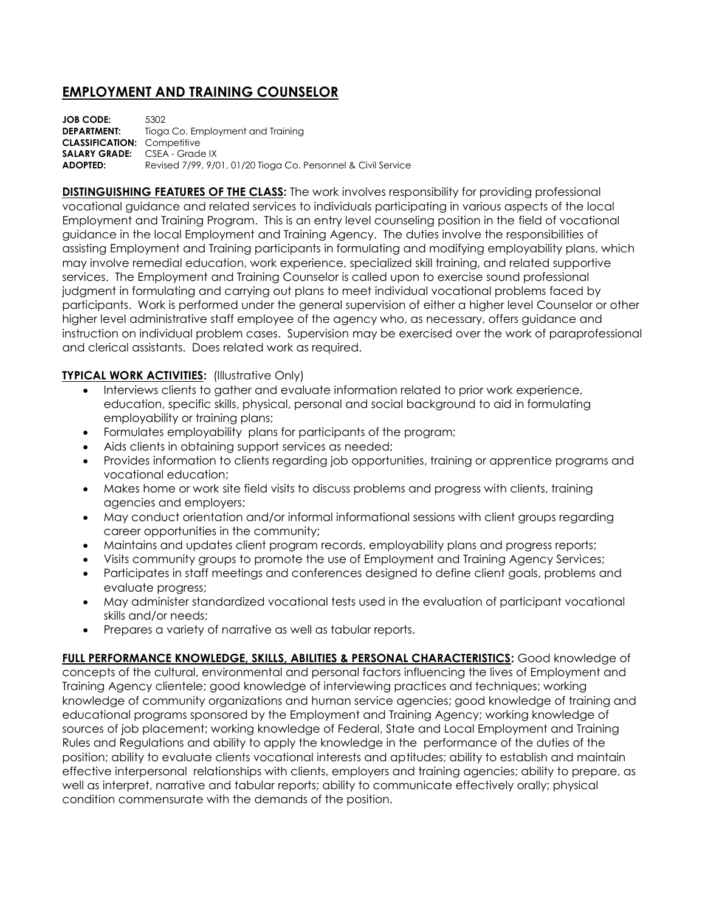# EMPLOYMENT AND TRAINING COUNSELOR

**JOB CODE:** 5302
**DEPARTMENT:** Tioga Co. Employment and Training
**CLASSIFICATION:** Competitive
**SALARY GRADE:** CSEA - Grade IX
**ADOPTED:** Revised 7/99, 9/01, 01/20 Tioga Co. Personnel & Civil Service

**DISTINGUISHING FEATURES OF THE CLASS:** The work involves responsibility for providing professional vocational guidance and related services to individuals participating in various aspects of the local Employment and Training Program. This is an entry level counseling position in the field of vocational guidance in the local Employment and Training Agency. The duties involve the responsibilities of assisting Employment and Training participants in formulating and modifying employability plans, which may involve remedial education, work experience, specialized skill training, and related supportive services. The Employment and Training Counselor is called upon to exercise sound professional judgment in formulating and carrying out plans to meet individual vocational problems faced by participants. Work is performed under the general supervision of either a higher level Counselor or other higher level administrative staff employee of the agency who, as necessary, offers guidance and instruction on individual problem cases. Supervision may be exercised over the work of paraprofessional and clerical assistants. Does related work as required.

**TYPICAL WORK ACTIVITIES:** (Illustrative Only)

- Interviews clients to gather and evaluate information related to prior work experience, education, specific skills, physical, personal and social background to aid in formulating employability or training plans;
- Formulates employability plans for participants of the program;
- Aids clients in obtaining support services as needed;
- Provides information to clients regarding job opportunities, training or apprentice programs and vocational education;
- Makes home or work site field visits to discuss problems and progress with clients, training agencies and employers;
- May conduct orientation and/or informal informational sessions with client groups regarding career opportunities in the community;
- Maintains and updates client program records, employability plans and progress reports;
- Visits community groups to promote the use of Employment and Training Agency Services;
- Participates in staff meetings and conferences designed to define client goals, problems and evaluate progress;
- May administer standardized vocational tests used in the evaluation of participant vocational skills and/or needs;
- Prepares a variety of narrative as well as tabular reports.

**FULL PERFORMANCE KNOWLEDGE, SKILLS, ABILITIES & PERSONAL CHARACTERISTICS:** Good knowledge of concepts of the cultural, environmental and personal factors influencing the lives of Employment and Training Agency clientele; good knowledge of interviewing practices and techniques; working knowledge of community organizations and human service agencies; good knowledge of training and educational programs sponsored by the Employment and Training Agency; working knowledge of sources of job placement; working knowledge of Federal, State and Local Employment and Training Rules and Regulations and ability to apply the knowledge in the performance of the duties of the position; ability to evaluate clients vocational interests and aptitudes; ability to establish and maintain effective interpersonal relationships with clients, employers and training agencies; ability to prepare, as well as interpret, narrative and tabular reports; ability to communicate effectively orally; physical condition commensurate with the demands of the position.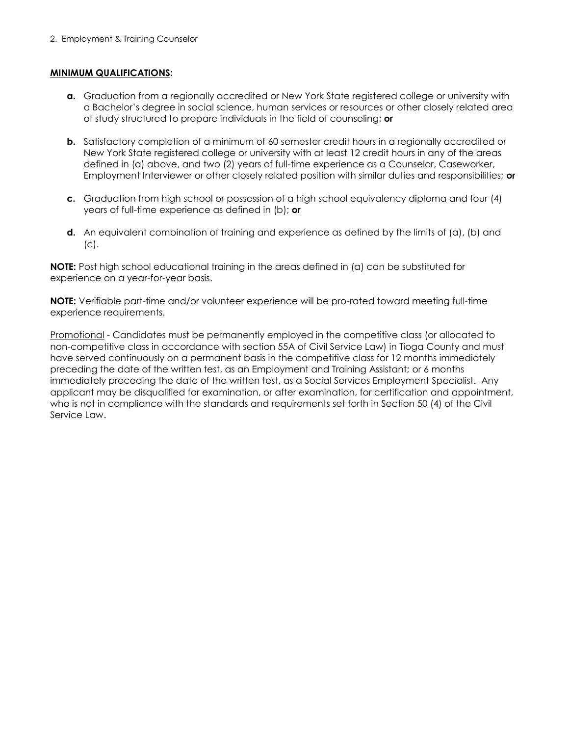**<u>MINIMUM QUALIFICATIONS</u>:**

- **a.** Graduation from a regionally accredited or New York State registered college or university with a Bachelor's degree in social science, human services or resources or other closely related area of study structured to prepare individuals in the field of counseling; **or**

- **b.** Satisfactory completion of a minimum of 60 semester credit hours in a regionally accredited or New York State registered college or university with at least 12 credit hours in any of the areas defined in (a) above, and two (2) years of full-time experience as a Counselor, Caseworker, Employment Interviewer or other closely related position with similar duties and responsibilities; **or**

- **c.** Graduation from high school or possession of a high school equivalency diploma and four (4) years of full-time experience as defined in (b); **or**

- **d.** An equivalent combination of training and experience as defined by the limits of (a), (b) and (c).

**NOTE:** Post high school educational training in the areas defined in (a) can be substituted for experience on a year-for-year basis.

**NOTE:** Verifiable part-time and/or volunteer experience will be pro-rated toward meeting full-time experience requirements.

<u>Promotional</u> - Candidates must be permanently employed in the competitive class (or allocated to non-competitive class in accordance with section 55A of Civil Service Law) in Tioga County and must have served continuously on a permanent basis in the competitive class for 12 months immediately preceding the date of the written test, as an Employment and Training Assistant; or 6 months immediately preceding the date of the written test, as a Social Services Employment Specialist. Any applicant may be disqualified for examination, or after examination, for certification and appointment, who is not in compliance with the standards and requirements set forth in Section 50 (4) of the Civil Service Law.